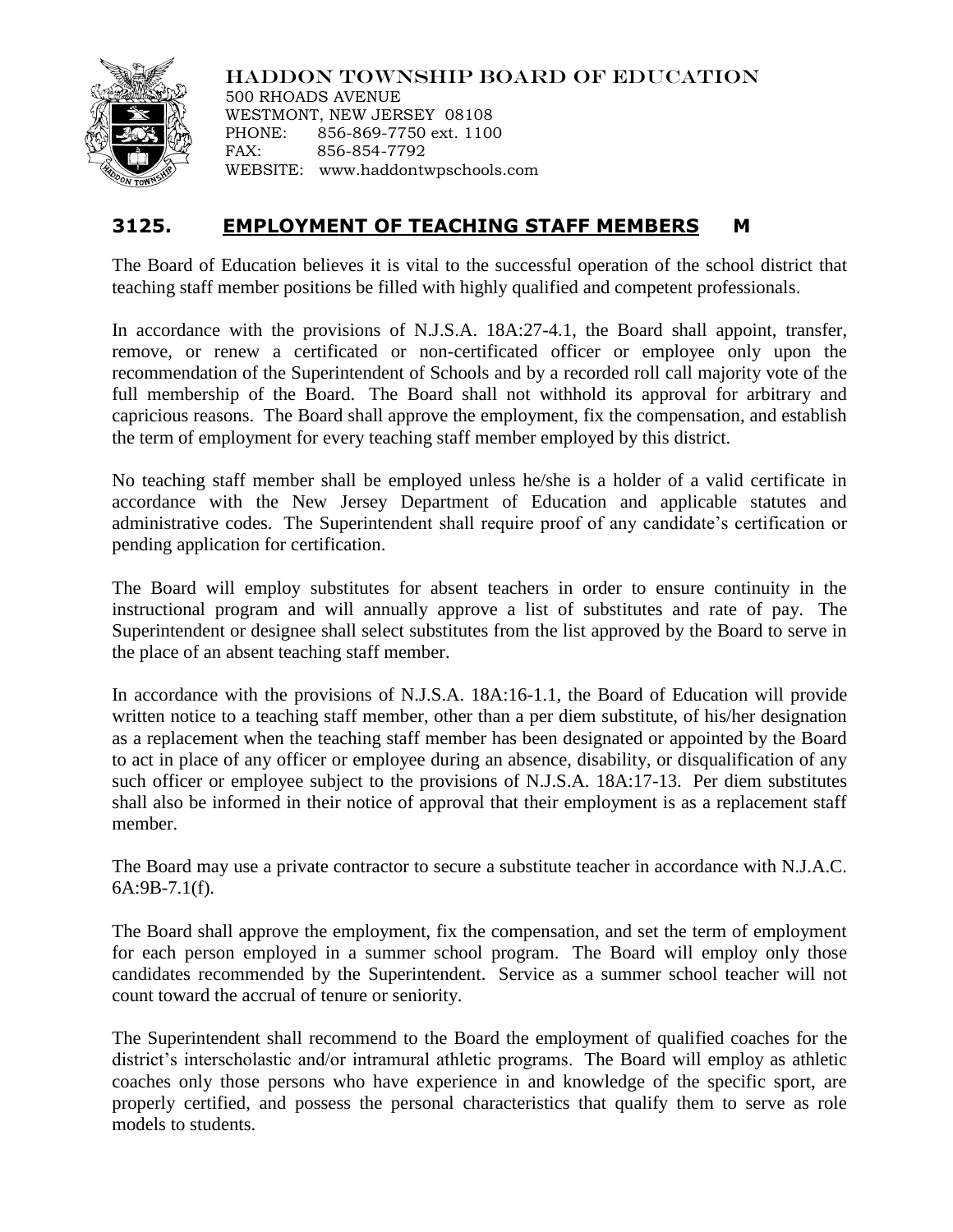HADDON TOWNSHIP BOARD OF EDUCATION
500 RHOADS AVENUE
WESTMONT, NEW JERSEY 08108
PHONE: 856-869-7750 ext. 1100
FAX: 856-854-7792
WEBSITE: www.haddontwpschools.com

# 3125. EMPLOYMENT OF TEACHING STAFF MEMBERS M

The Board of Education believes it is vital to the successful operation of the school district that teaching staff member positions be filled with highly qualified and competent professionals.

In accordance with the provisions of N.J.S.A. 18A:27-4.1, the Board shall appoint, transfer, remove, or renew a certificated or non-certificated officer or employee only upon the recommendation of the Superintendent of Schools and by a recorded roll call majority vote of the full membership of the Board. The Board shall not withhold its approval for arbitrary and capricious reasons. The Board shall approve the employment, fix the compensation, and establish the term of employment for every teaching staff member employed by this district.

No teaching staff member shall be employed unless he/she is a holder of a valid certificate in accordance with the New Jersey Department of Education and applicable statutes and administrative codes. The Superintendent shall require proof of any candidate's certification or pending application for certification.

The Board will employ substitutes for absent teachers in order to ensure continuity in the instructional program and will annually approve a list of substitutes and rate of pay. The Superintendent or designee shall select substitutes from the list approved by the Board to serve in the place of an absent teaching staff member.

In accordance with the provisions of N.J.S.A. 18A:16-1.1, the Board of Education will provide written notice to a teaching staff member, other than a per diem substitute, of his/her designation as a replacement when the teaching staff member has been designated or appointed by the Board to act in place of any officer or employee during an absence, disability, or disqualification of any such officer or employee subject to the provisions of N.J.S.A. 18A:17-13. Per diem substitutes shall also be informed in their notice of approval that their employment is as a replacement staff member.

The Board may use a private contractor to secure a substitute teacher in accordance with N.J.A.C. 6A:9B-7.1(f).

The Board shall approve the employment, fix the compensation, and set the term of employment for each person employed in a summer school program. The Board will employ only those candidates recommended by the Superintendent. Service as a summer school teacher will not count toward the accrual of tenure or seniority.

The Superintendent shall recommend to the Board the employment of qualified coaches for the district's interscholastic and/or intramural athletic programs. The Board will employ as athletic coaches only those persons who have experience in and knowledge of the specific sport, are properly certified, and possess the personal characteristics that qualify them to serve as role models to students.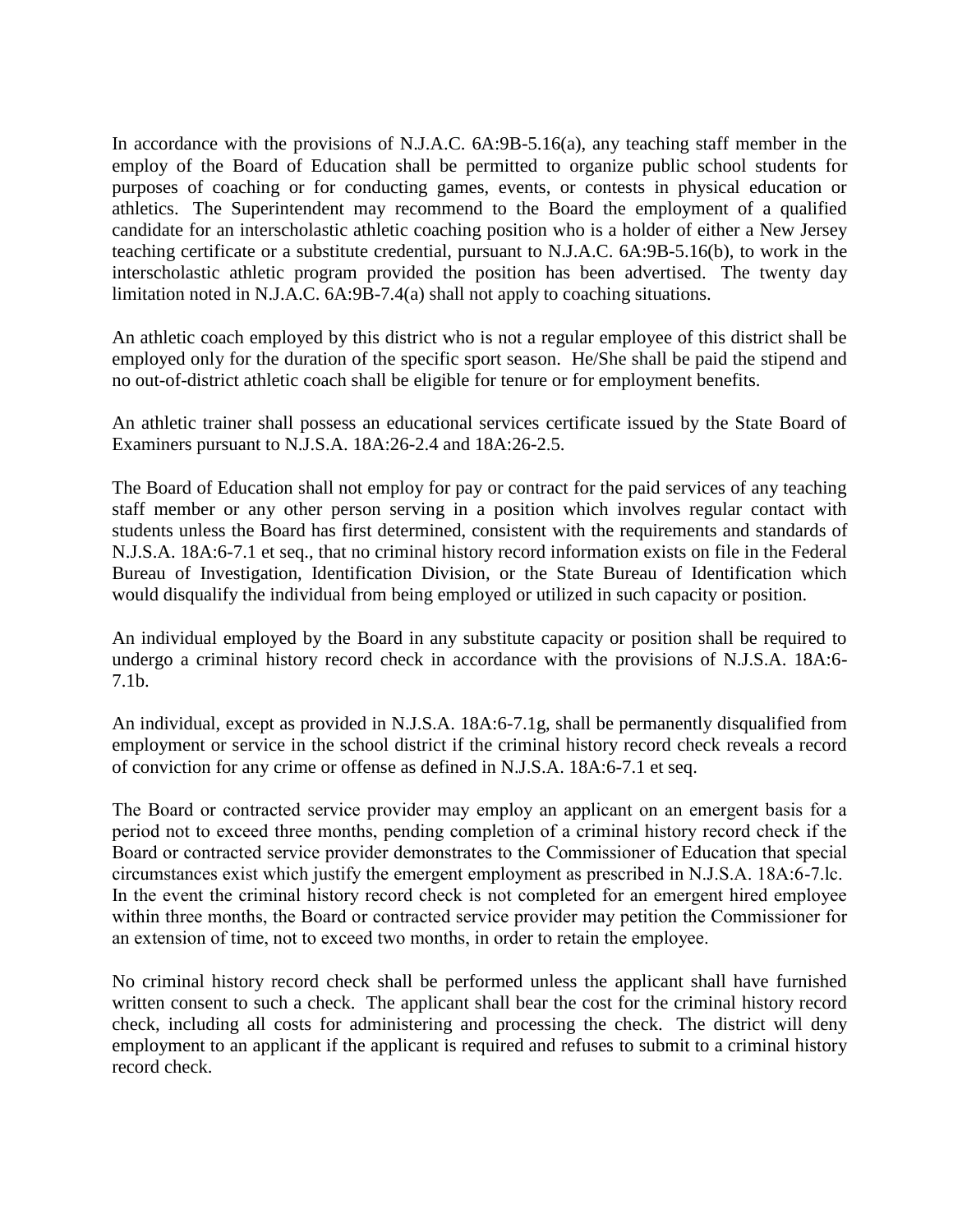In accordance with the provisions of N.J.A.C. 6A:9B-5.16(a), any teaching staff member in the employ of the Board of Education shall be permitted to organize public school students for purposes of coaching or for conducting games, events, or contests in physical education or athletics. The Superintendent may recommend to the Board the employment of a qualified candidate for an interscholastic athletic coaching position who is a holder of either a New Jersey teaching certificate or a substitute credential, pursuant to N.J.A.C. 6A:9B-5.16(b), to work in the interscholastic athletic program provided the position has been advertised. The twenty day limitation noted in N.J.A.C. 6A:9B-7.4(a) shall not apply to coaching situations.

An athletic coach employed by this district who is not a regular employee of this district shall be employed only for the duration of the specific sport season. He/She shall be paid the stipend and no out-of-district athletic coach shall be eligible for tenure or for employment benefits.

An athletic trainer shall possess an educational services certificate issued by the State Board of Examiners pursuant to N.J.S.A. 18A:26-2.4 and 18A:26-2.5.

The Board of Education shall not employ for pay or contract for the paid services of any teaching staff member or any other person serving in a position which involves regular contact with students unless the Board has first determined, consistent with the requirements and standards of N.J.S.A. 18A:6-7.1 et seq., that no criminal history record information exists on file in the Federal Bureau of Investigation, Identification Division, or the State Bureau of Identification which would disqualify the individual from being employed or utilized in such capacity or position.

An individual employed by the Board in any substitute capacity or position shall be required to undergo a criminal history record check in accordance with the provisions of N.J.S.A. 18A:6-7.1b.

An individual, except as provided in N.J.S.A. 18A:6-7.1g, shall be permanently disqualified from employment or service in the school district if the criminal history record check reveals a record of conviction for any crime or offense as defined in N.J.S.A. 18A:6-7.1 et seq.

The Board or contracted service provider may employ an applicant on an emergent basis for a period not to exceed three months, pending completion of a criminal history record check if the Board or contracted service provider demonstrates to the Commissioner of Education that special circumstances exist which justify the emergent employment as prescribed in N.J.S.A. 18A:6-7.lc. In the event the criminal history record check is not completed for an emergent hired employee within three months, the Board or contracted service provider may petition the Commissioner for an extension of time, not to exceed two months, in order to retain the employee.

No criminal history record check shall be performed unless the applicant shall have furnished written consent to such a check. The applicant shall bear the cost for the criminal history record check, including all costs for administering and processing the check. The district will deny employment to an applicant if the applicant is required and refuses to submit to a criminal history record check.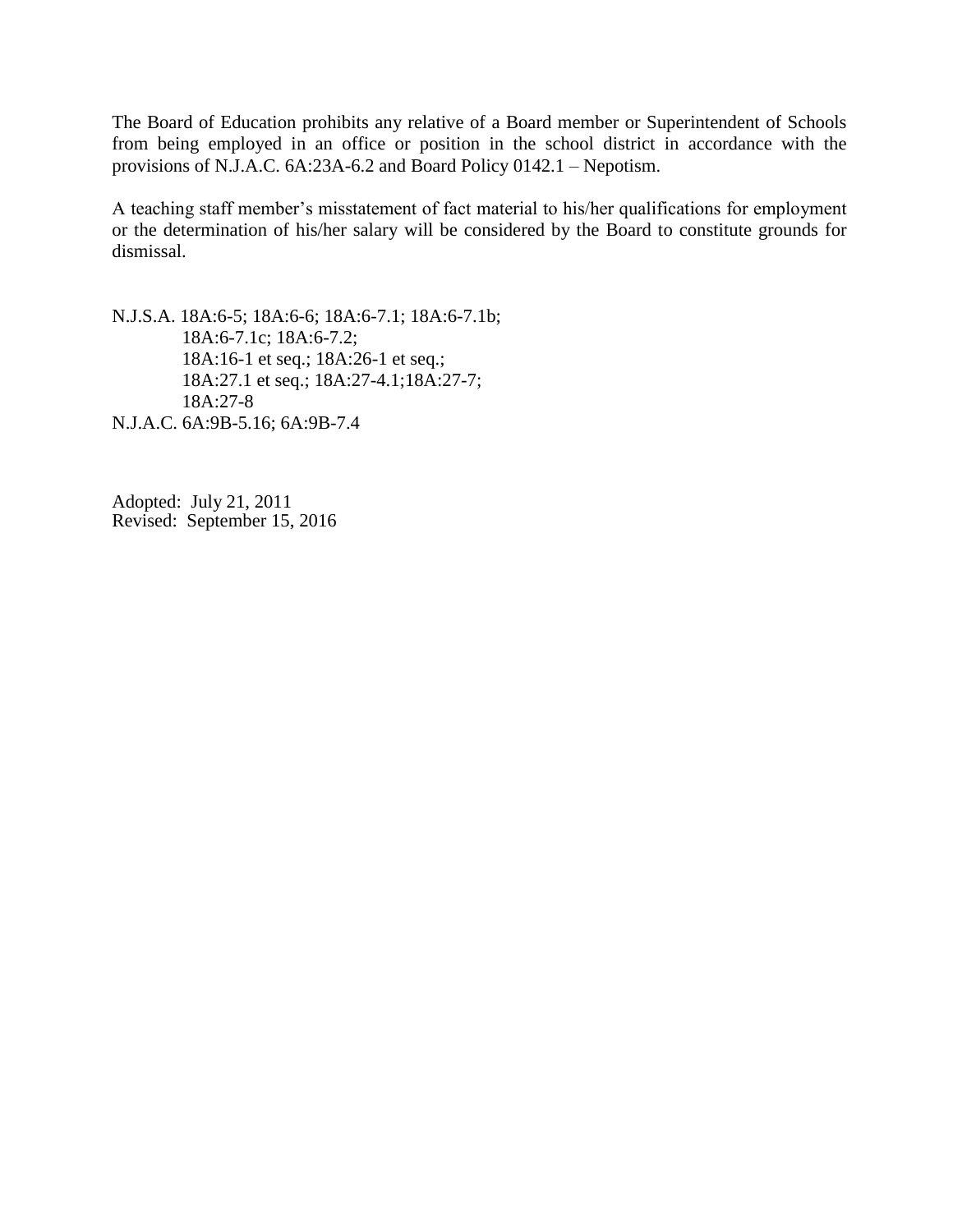The Board of Education prohibits any relative of a Board member or Superintendent of Schools from being employed in an office or position in the school district in accordance with the provisions of N.J.A.C. 6A:23A-6.2 and Board Policy 0142.1 – Nepotism.

A teaching staff member's misstatement of fact material to his/her qualifications for employment or the determination of his/her salary will be considered by the Board to constitute grounds for dismissal.

N.J.S.A. 18A:6-5; 18A:6-6; 18A:6-7.1; 18A:6-7.1b;
18A:6-7.1c; 18A:6-7.2;
18A:16-1 et seq.; 18A:26-1 et seq.;
18A:27.1 et seq.; 18A:27-4.1;18A:27-7;
18A:27-8
N.J.A.C. 6A:9B-5.16; 6A:9B-7.4

Adopted: July 21, 2011
Revised: September 15, 2016